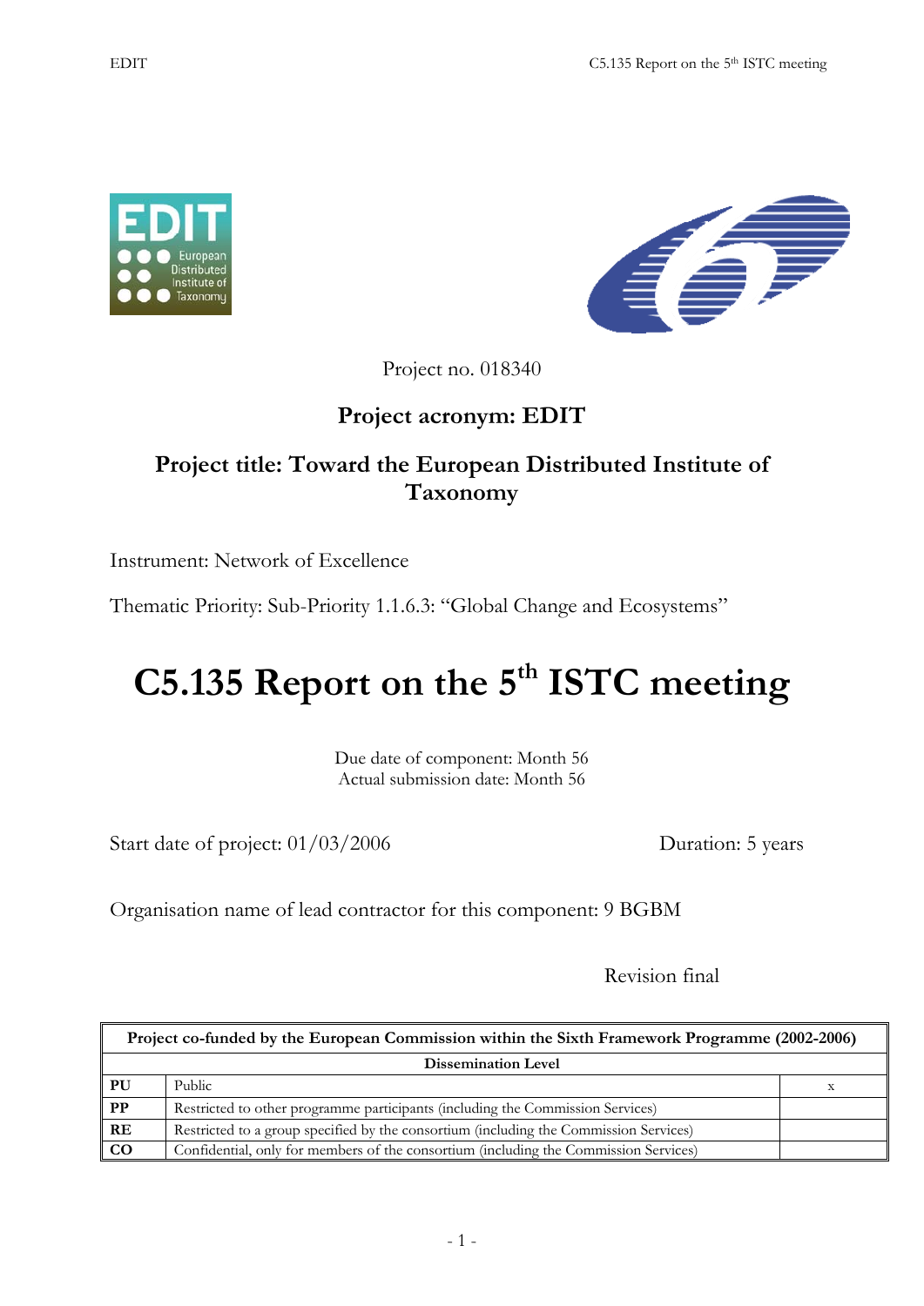Project no. 018340

**Project acronym: EDIT**

**Project title: Toward the European Distributed Institute of Taxonomy**

Instrument: Network of Excellence

Thematic Priority: Sub-Priority 1.1.6.3: "Global Change and Ecosystems"

# C5.135 Report on the 5th ISTC meeting

Due date of component: Month 56
Actual submission date: Month 56

Start date of project: 01/03/2006 Duration: 5 years

Organisation name of lead contractor for this component: 9 BGBM

Revision final

| Project co-funded by the European Commission within the Sixth Framework Programme (2002-2006) | | |
|---|---|---|
| **Dissemination Level** | | |
| **PU** | Public | x |
| **PP** | Restricted to other programme participants (including the Commission Services) | |
| **RE** | Restricted to a group specified by the consortium (including the Commission Services) | |
| **CO** | Confidential, only for members of the consortium (including the Commission Services) | |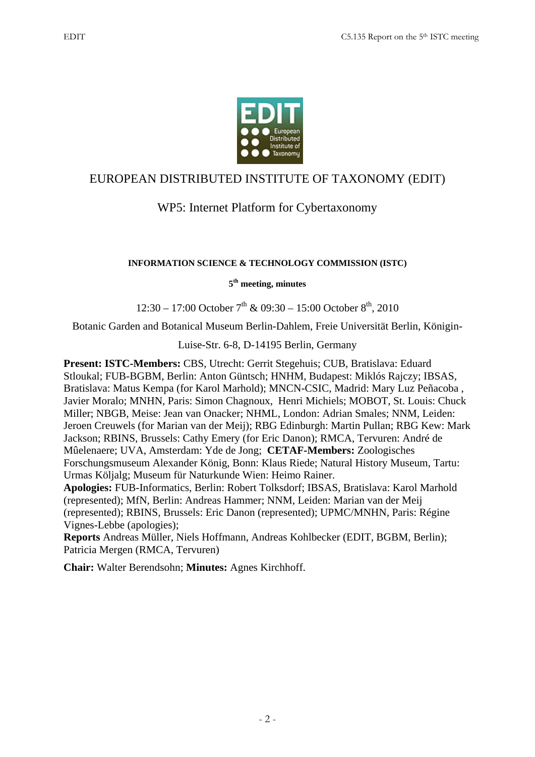# EUROPEAN DISTRIBUTED INSTITUTE OF TAXONOMY (EDIT)

## WP5: Internet Platform for Cybertaxonomy

### INFORMATION SCIENCE & TECHNOLOGY COMMISSION (ISTC)

**5th meeting, minutes**

12:30 – 17:00 October 7th & 09:30 – 15:00 October 8th, 2010

Botanic Garden and Botanical Museum Berlin-Dahlem, Freie Universität Berlin, Königin-Luise-Str. 6-8, D-14195 Berlin, Germany

**Present: ISTC-Members:** CBS, Utrecht: Gerrit Stegehuis; CUB, Bratislava: Eduard Stloukal; FUB-BGBM, Berlin: Anton Güntsch; HNHM, Budapest: Miklós Rajczy; IBSAS, Bratislava: Matus Kempa (for Karol Marhold); MNCN-CSIC, Madrid: Mary Luz Peñacoba , Javier Moralo; MNHN, Paris: Simon Chagnoux, Henri Michiels; MOBOT, St. Louis: Chuck Miller; NBGB, Meise: Jean van Onacker; NHML, London: Adrian Smales; NNM, Leiden: Jeroen Creuwels (for Marian van der Meij); RBG Edinburgh: Martin Pullan; RBG Kew: Mark Jackson; RBINS, Brussels: Cathy Emery (for Eric Danon); RMCA, Tervuren: André de Mûelenaere; UVA, Amsterdam: Yde de Jong; **CETAF-Members:** Zoologisches Forschungsmuseum Alexander König, Bonn: Klaus Riede; Natural History Museum, Tartu: Urmas Köljalg; Museum für Naturkunde Wien: Heimo Rainer.
**Apologies:** FUB-Informatics, Berlin: Robert Tolksdorf; IBSAS, Bratislava: Karol Marhold (represented); MfN, Berlin: Andreas Hammer; NNM, Leiden: Marian van der Meij (represented); RBINS, Brussels: Eric Danon (represented); UPMC/MNHN, Paris: Régine Vignes-Lebbe (apologies);
**Reports** Andreas Müller, Niels Hoffmann, Andreas Kohlbecker (EDIT, BGBM, Berlin); Patricia Mergen (RMCA, Tervuren)

**Chair:** Walter Berendsohn; **Minutes:** Agnes Kirchhoff.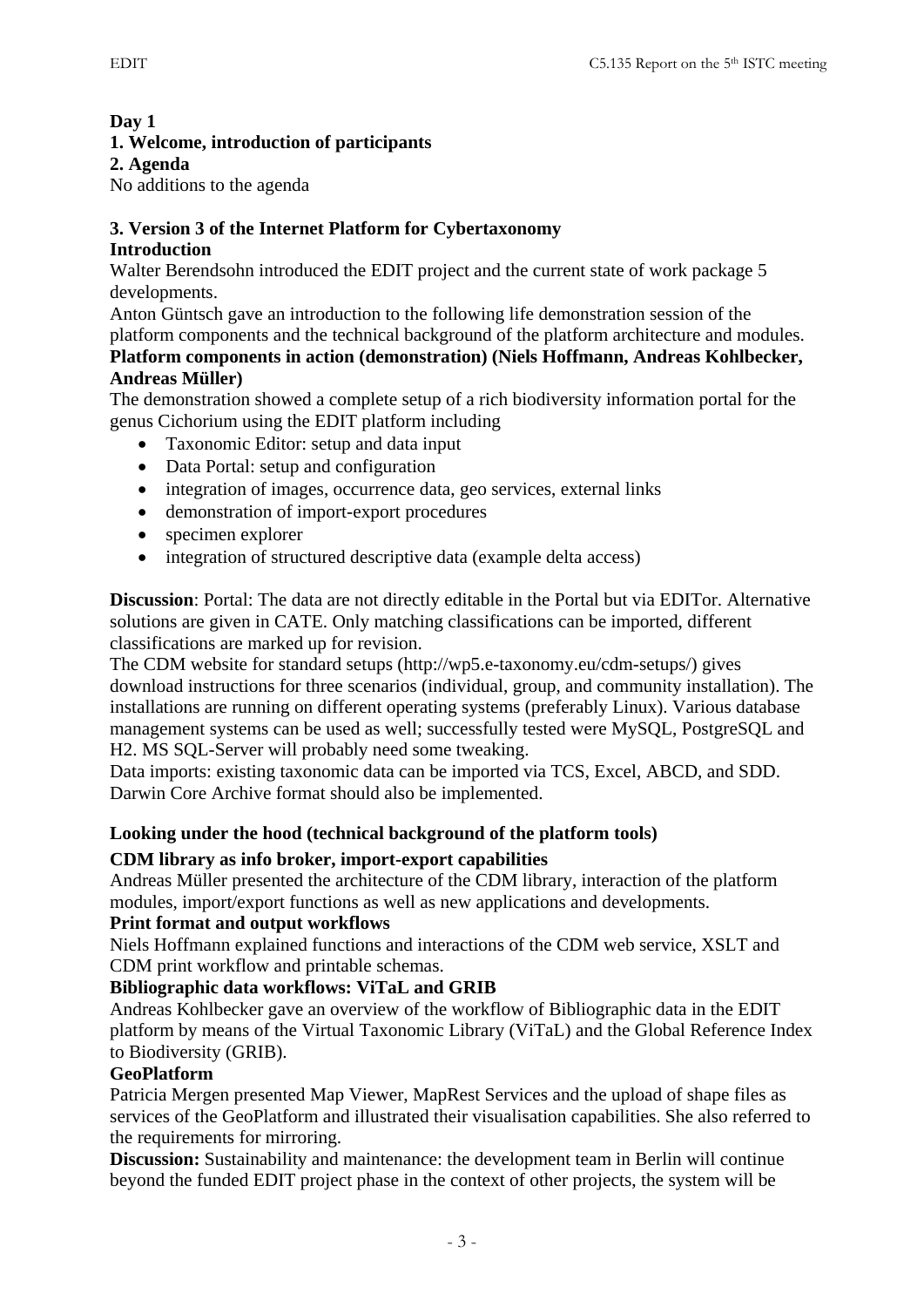**Day 1**

**1. Welcome, introduction of participants**

**2. Agenda**

No additions to the agenda

**3. Version 3 of the Internet Platform for Cybertaxonomy**

**Introduction**

Walter Berendsohn introduced the EDIT project and the current state of work package 5 developments.

Anton Güntsch gave an introduction to the following life demonstration session of the platform components and the technical background of the platform architecture and modules.

**Platform components in action (demonstration) (Niels Hoffmann, Andreas Kohlbecker, Andreas Müller)**

The demonstration showed a complete setup of a rich biodiversity information portal for the genus Cichorium using the EDIT platform including

- Taxonomic Editor: setup and data input
- Data Portal: setup and configuration
- integration of images, occurrence data, geo services, external links
- demonstration of import-export procedures
- specimen explorer
- integration of structured descriptive data (example delta access)

**Discussion**: Portal: The data are not directly editable in the Portal but via EDITor. Alternative solutions are given in CATE. Only matching classifications can be imported, different classifications are marked up for revision.

The CDM website for standard setups (http://wp5.e-taxonomy.eu/cdm-setups/) gives download instructions for three scenarios (individual, group, and community installation). The installations are running on different operating systems (preferably Linux). Various database management systems can be used as well; successfully tested were MySQL, PostgreSQL and H2. MS SQL-Server will probably need some tweaking.

Data imports: existing taxonomic data can be imported via TCS, Excel, ABCD, and SDD. Darwin Core Archive format should also be implemented.

**Looking under the hood (technical background of the platform tools)**

**CDM library as info broker, import-export capabilities**

Andreas Müller presented the architecture of the CDM library, interaction of the platform modules, import/export functions as well as new applications and developments.

**Print format and output workflows**

Niels Hoffmann explained functions and interactions of the CDM web service, XSLT and CDM print workflow and printable schemas.

**Bibliographic data workflows: ViTaL and GRIB**

Andreas Kohlbecker gave an overview of the workflow of Bibliographic data in the EDIT platform by means of the Virtual Taxonomic Library (ViTaL) and the Global Reference Index to Biodiversity (GRIB).

**GeoPlatform**

Patricia Mergen presented Map Viewer, MapRest Services and the upload of shape files as services of the GeoPlatform and illustrated their visualisation capabilities. She also referred to the requirements for mirroring.

**Discussion:** Sustainability and maintenance: the development team in Berlin will continue beyond the funded EDIT project phase in the context of other projects, the system will be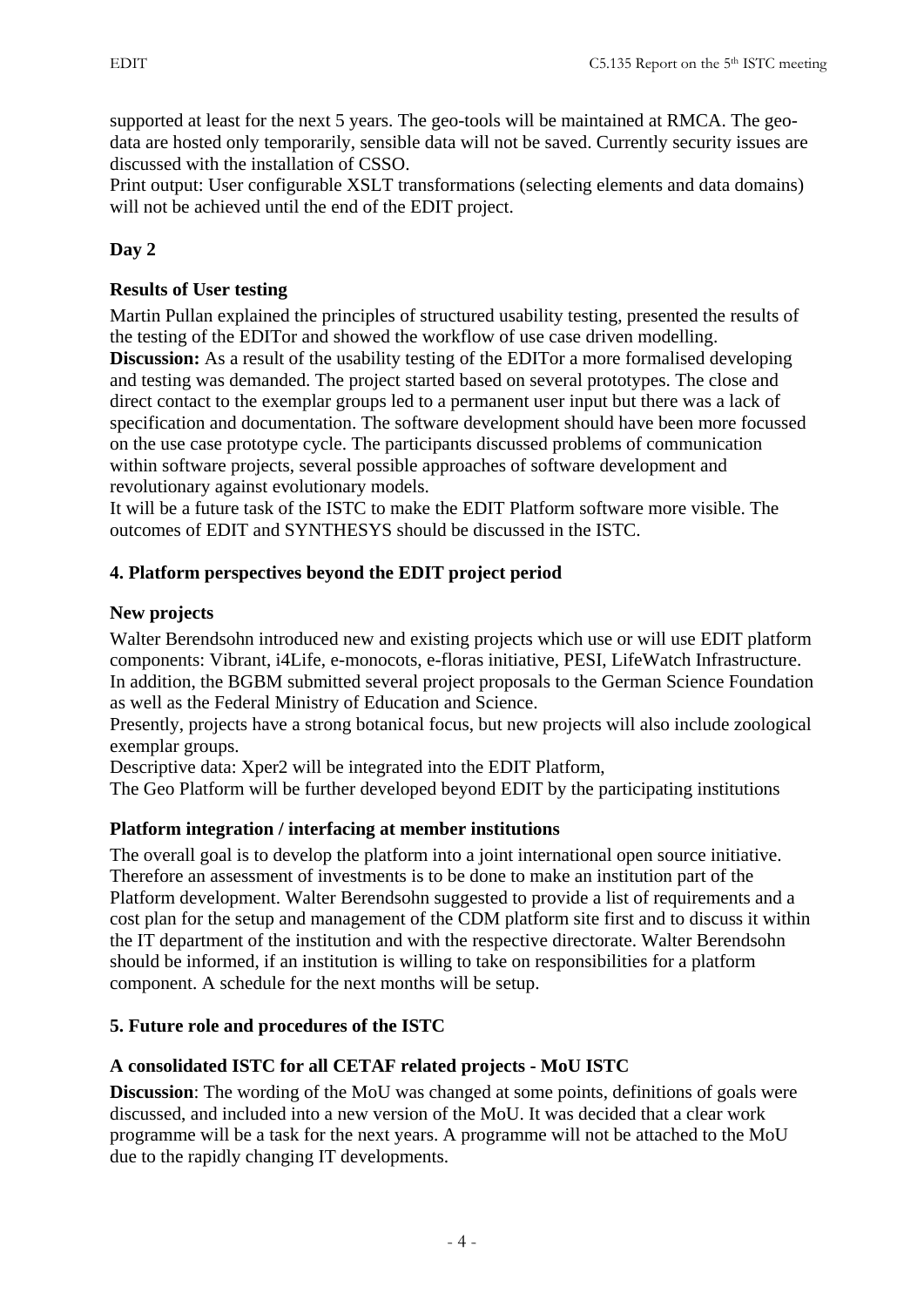supported at least for the next 5 years. The geo-tools will be maintained at RMCA. The geo-data are hosted only temporarily, sensible data will not be saved. Currently security issues are discussed with the installation of CSSO.
Print output: User configurable XSLT transformations (selecting elements and data domains) will not be achieved until the end of the EDIT project.

**Day 2**

**Results of User testing**

Martin Pullan explained the principles of structured usability testing, presented the results of the testing of the EDITor and showed the workflow of use case driven modelling.
**Discussion:** As a result of the usability testing of the EDITor a more formalised developing and testing was demanded. The project started based on several prototypes. The close and direct contact to the exemplar groups led to a permanent user input but there was a lack of specification and documentation. The software development should have been more focussed on the use case prototype cycle. The participants discussed problems of communication within software projects, several possible approaches of software development and revolutionary against evolutionary models.
It will be a future task of the ISTC to make the EDIT Platform software more visible. The outcomes of EDIT and SYNTHESYS should be discussed in the ISTC.

## 4. Platform perspectives beyond the EDIT project period

**New projects**

Walter Berendsohn introduced new and existing projects which use or will use EDIT platform components: Vibrant, i4Life, e-monocots, e-floras initiative, PESI, LifeWatch Infrastructure. In addition, the BGBM submitted several project proposals to the German Science Foundation as well as the Federal Ministry of Education and Science.
Presently, projects have a strong botanical focus, but new projects will also include zoological exemplar groups.
Descriptive data: Xper2 will be integrated into the EDIT Platform,
The Geo Platform will be further developed beyond EDIT by the participating institutions

**Platform integration / interfacing at member institutions**

The overall goal is to develop the platform into a joint international open source initiative. Therefore an assessment of investments is to be done to make an institution part of the Platform development. Walter Berendsohn suggested to provide a list of requirements and a cost plan for the setup and management of the CDM platform site first and to discuss it within the IT department of the institution and with the respective directorate. Walter Berendsohn should be informed, if an institution is willing to take on responsibilities for a platform component. A schedule for the next months will be setup.

## 5. Future role and procedures of the ISTC

**A consolidated ISTC for all CETAF related projects - MoU ISTC**

**Discussion**: The wording of the MoU was changed at some points, definitions of goals were discussed, and included into a new version of the MoU. It was decided that a clear work programme will be a task for the next years. A programme will not be attached to the MoU due to the rapidly changing IT developments.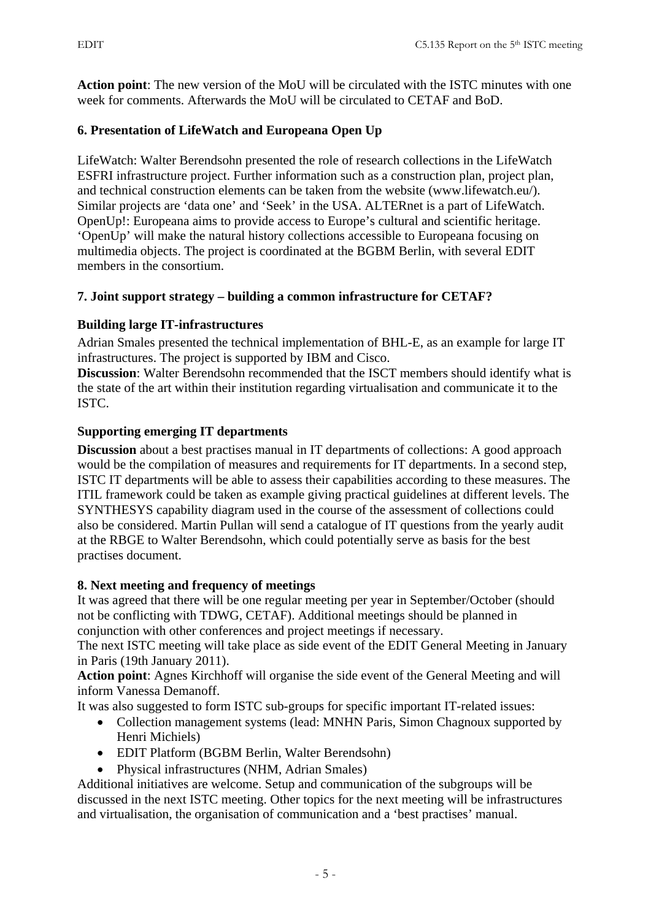**Action point**: The new version of the MoU will be circulated with the ISTC minutes with one week for comments. Afterwards the MoU will be circulated to CETAF and BoD.

## 6. Presentation of LifeWatch and Europeana Open Up

LifeWatch: Walter Berendsohn presented the role of research collections in the LifeWatch ESFRI infrastructure project. Further information such as a construction plan, project plan, and technical construction elements can be taken from the website (www.lifewatch.eu/). Similar projects are 'data one' and 'Seek' in the USA. ALTERnet is a part of LifeWatch. OpenUp!: Europeana aims to provide access to Europe's cultural and scientific heritage. 'OpenUp' will make the natural history collections accessible to Europeana focusing on multimedia objects. The project is coordinated at the BGBM Berlin, with several EDIT members in the consortium.

## 7. Joint support strategy – building a common infrastructure for CETAF?

### Building large IT-infrastructures

Adrian Smales presented the technical implementation of BHL-E, as an example for large IT infrastructures. The project is supported by IBM and Cisco.
**Discussion**: Walter Berendsohn recommended that the ISCT members should identify what is the state of the art within their institution regarding virtualisation and communicate it to the ISTC.

### Supporting emerging IT departments

**Discussion** about a best practises manual in IT departments of collections: A good approach would be the compilation of measures and requirements for IT departments. In a second step, ISTC IT departments will be able to assess their capabilities according to these measures. The ITIL framework could be taken as example giving practical guidelines at different levels. The SYNTHESYS capability diagram used in the course of the assessment of collections could also be considered. Martin Pullan will send a catalogue of IT questions from the yearly audit at the RBGE to Walter Berendsohn, which could potentially serve as basis for the best practises document.

## 8. Next meeting and frequency of meetings

It was agreed that there will be one regular meeting per year in September/October (should not be conflicting with TDWG, CETAF). Additional meetings should be planned in conjunction with other conferences and project meetings if necessary.
The next ISTC meeting will take place as side event of the EDIT General Meeting in January in Paris (19th January 2011).
**Action point**: Agnes Kirchhoff will organise the side event of the General Meeting and will inform Vanessa Demanoff.
It was also suggested to form ISTC sub-groups for specific important IT-related issues:

- Collection management systems (lead: MNHN Paris, Simon Chagnoux supported by Henri Michiels)
- EDIT Platform (BGBM Berlin, Walter Berendsohn)
- Physical infrastructures (NHM, Adrian Smales)

Additional initiatives are welcome. Setup and communication of the subgroups will be discussed in the next ISTC meeting. Other topics for the next meeting will be infrastructures and virtualisation, the organisation of communication and a 'best practises' manual.